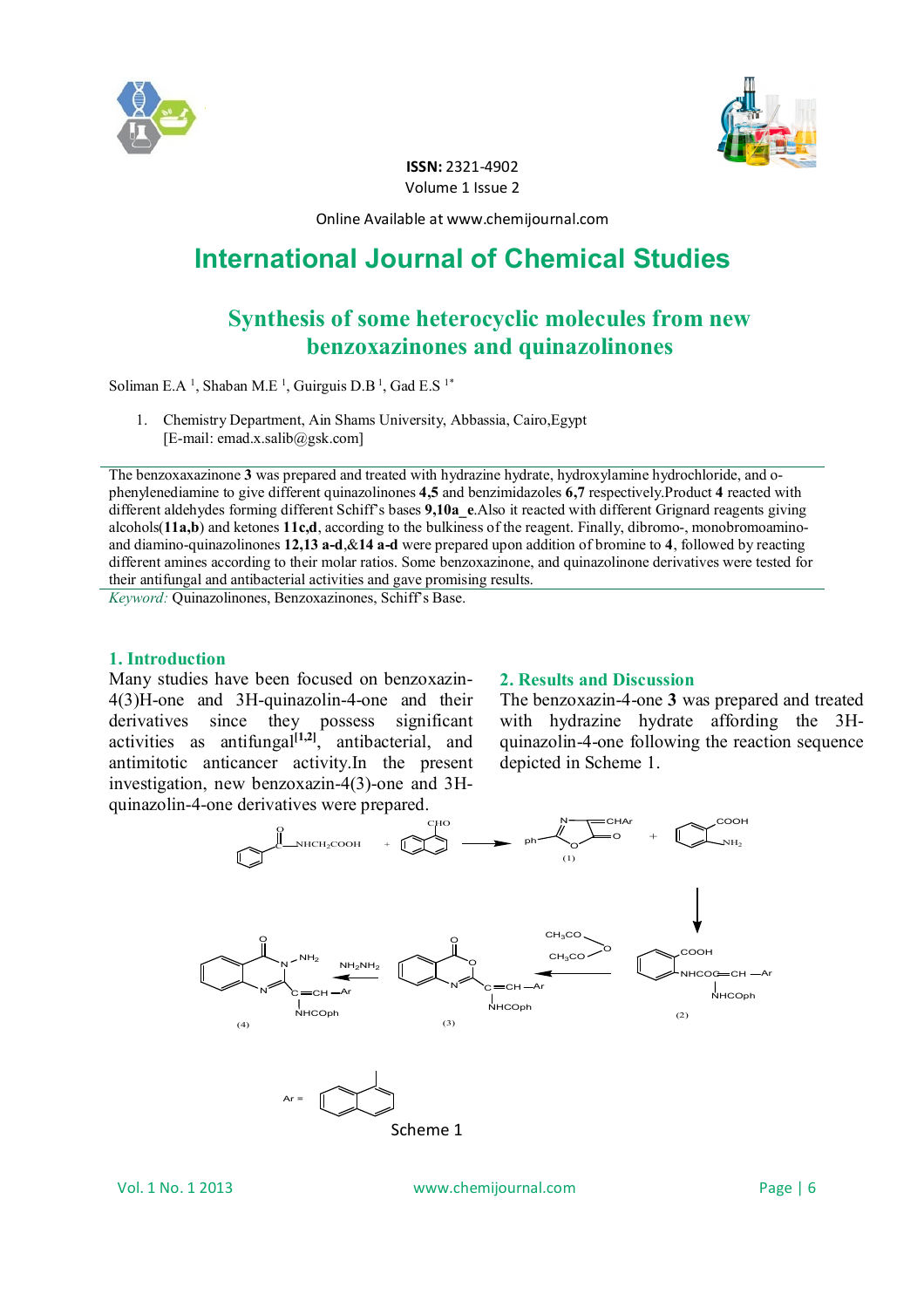ISSN: 2321-4902
Volume 1 Issue 2

Online Available at www.chemijournal.com

# International Journal of Chemical Studies

## Synthesis of some heterocyclic molecules from new benzoxazinones and quinazolinones

Soliman E.A [1], Shaban M.E [1], Guirguis D.B [1], Gad E.S [1*]

1. Chemistry Department, Ain Shams University, Abbassia, Cairo,Egypt
   [E-mail: emad.x.salib@gsk.com]

The benzoxaxazinone **3** was prepared and treated with hydrazine hydrate, hydroxylamine hydrochloride, and o-phenylenediamine to give different quinazolinones **4,5** and benzimidazoles **6,7** respectively.Product **4** reacted with different aldehydes forming different Schiff's bases **9,10a_e**.Also it reacted with different Grignard reagents giving alcohols(**11a,b**) and ketones **11c,d**, according to the bulkiness of the reagent. Finally, dibromo-, monobromoamino- and diamino-quinazolinones **12,13 a-d**,&**14 a-d** were prepared upon addition of bromine to **4**, followed by reacting different amines according to their molar ratios. Some benzoxazinone, and quinazolinone derivatives were tested for their antifungal and antibacterial activities and gave promising results.

*Keyword:* Quinazolinones, Benzoxazinones, Schiff's Base.

### 1. Introduction

Many studies have been focused on benzoxazin-4(3)H-one and 3H-quinazolin-4-one and their derivatives since they possess significant activities as antifungal[1,2], antibacterial, and antimitotic anticancer activity.In the present investigation, new benzoxazin-4(3)-one and 3H-quinazolin-4-one derivatives were prepared.

### 2. Results and Discussion

The benzoxazin-4-one **3** was prepared and treated with hydrazine hydrate affording the 3H-quinazolin-4-one following the reaction sequence depicted in Scheme 1.

Scheme 1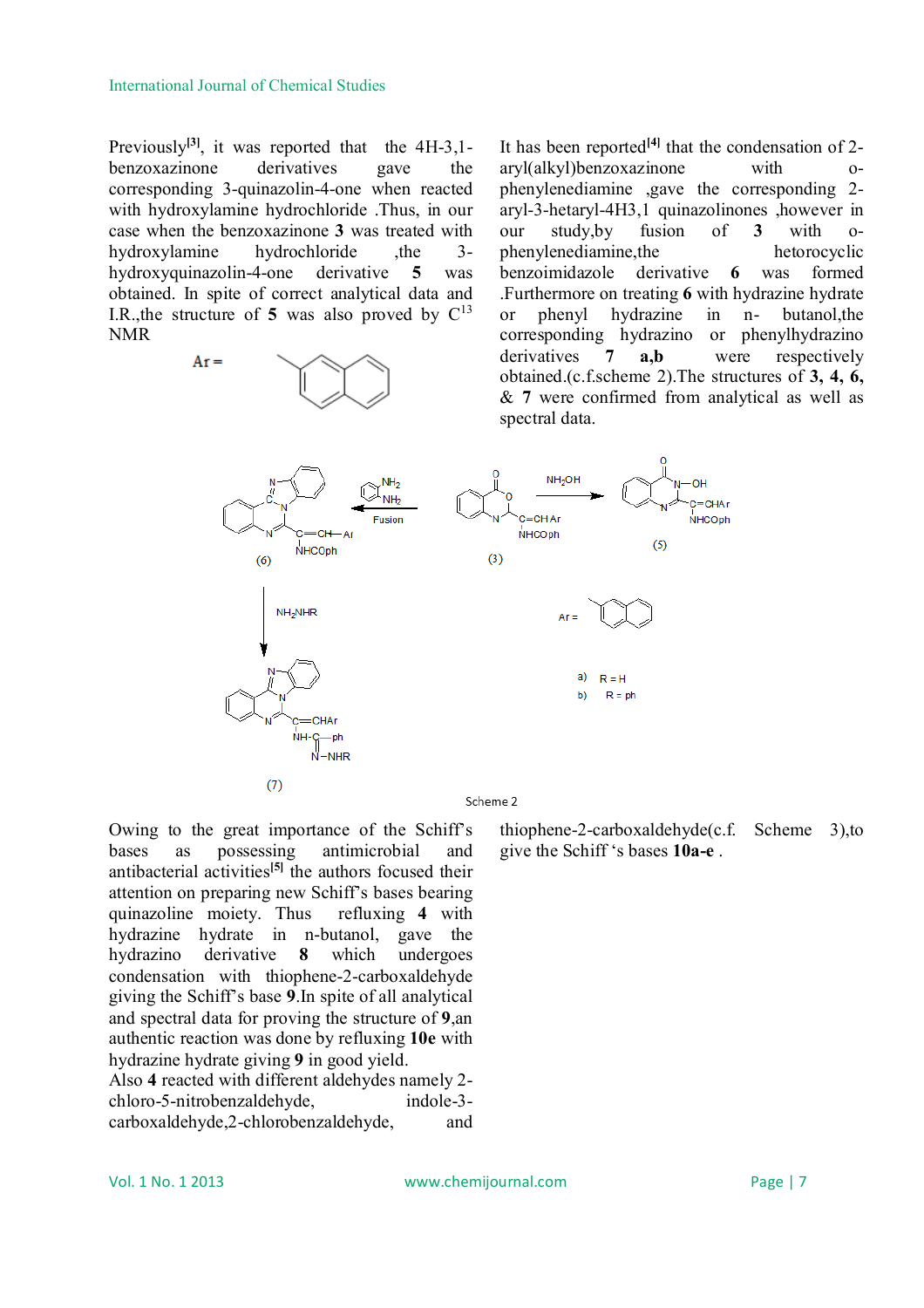Previously[3], it was reported that the 4H-3,1-benzoxazinone derivatives gave the corresponding 3-quinazolin-4-one when reacted with hydroxylamine hydrochloride .Thus, in our case when the benzoxazinone **3** was treated with hydroxylamine hydrochloride ,the 3-hydroxyquinazolin-4-one derivative **5** was obtained. In spite of correct analytical data and I.R.,the structure of **5** was also proved by $C^{13}$ NMR

Ar =

It has been reported[4] that the condensation of 2-aryl(alkyl)benzoxazinone with o-phenylenediamine ,gave the corresponding 2-aryl-3-hetaryl-4H3,1 quinazolinones ,however in our study,by fusion of **3** with o-phenylenediamine,the hetorocyclic benzoimidazole derivative **6** was formed .Furthermore on treating **6** with hydrazine hydrate or phenyl hydrazine in n- butanol,the corresponding hydrazino or phenylhydrazino derivatives **7 a,b** were respectively obtained.(c.f.scheme 2).The structures of **3, 4, 6,** & **7** were confirmed from analytical as well as spectral data.

Scheme 2

Owing to the great importance of the Schiff's bases as possessing antimicrobial and antibacterial activities[5] the authors focused their attention on preparing new Schiff's bases bearing quinazoline moiety. Thus refluxing **4** with hydrazine hydrate in n-butanol, gave the hydrazino derivative **8** which undergoes condensation with thiophene-2-carboxaldehyde giving the Schiff's base **9**.In spite of all analytical and spectral data for proving the structure of **9**,an authentic reaction was done by refluxing **10e** with hydrazine hydrate giving **9** in good yield.

Also **4** reacted with different aldehydes namely 2-chloro-5-nitrobenzaldehyde, indole-3-carboxaldehyde,2-chlorobenzaldehyde, and thiophene-2-carboxaldehyde(c.f. Scheme 3),to give the Schiff 's bases **10a-e** .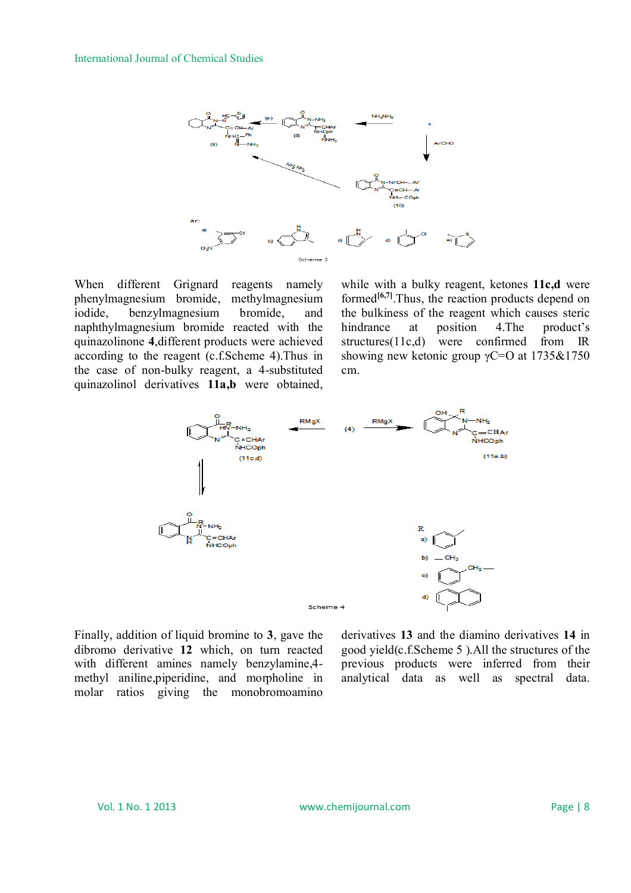Scheme 3

When different Grignard reagents namely phenylmagnesium bromide, methylmagnesium iodide, benzylmagnesium bromide, and naphthylmagnesium bromide reacted with the quinazolinone **4**,different products were achieved according to the reagent (c.f.Scheme 4).Thus in the case of non-bulky reagent, a 4-substituted quinazolinol derivatives **11a,b** were obtained, while with a bulky reagent, ketones **11c,d** were formed[6,7].Thus, the reaction products depend on the bulkiness of the reagent which causes steric hindrance at position 4.The product's structures(11c,d) were confirmed from IR showing new ketonic group γC=O at 1735&1750 cm.

Scheme 4

Finally, addition of liquid bromine to **3**, gave the dibromo derivative **12** which, on turn reacted with different amines namely benzylamine,4-methyl aniline,piperidine, and morpholine in molar ratios giving the monobromoamino derivatives **13** and the diamino derivatives **14** in good yield(c.f.Scheme 5 ).All the structures of the previous products were inferred from their analytical data as well as spectral data.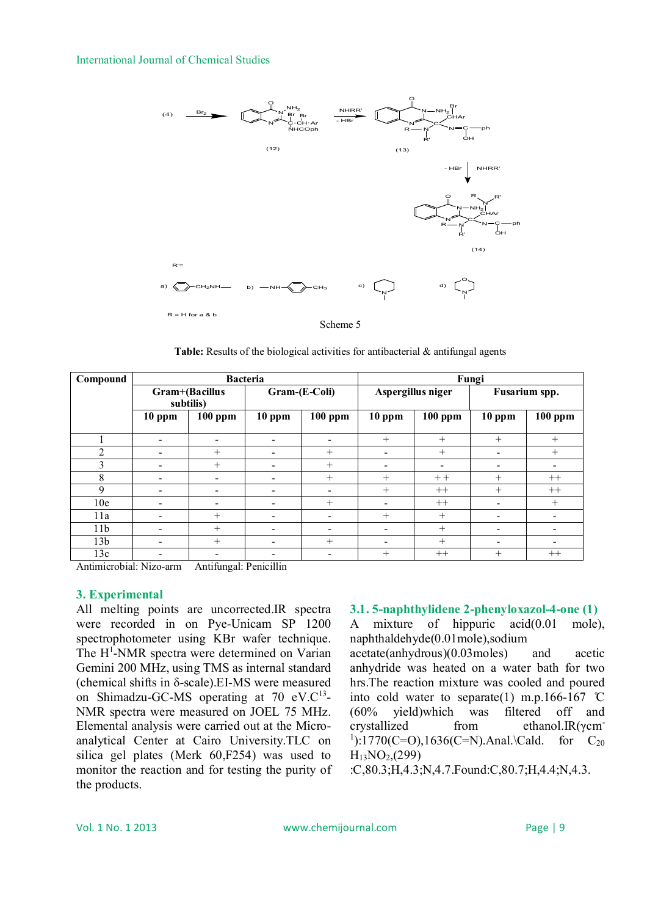R'=

a) $C_6H_5CH_2NH$— b) —NH—$C_6H_4$—$CH_3$ c) piperidino d) morpholino

R = H for a & b

Scheme 5

**Table:** Results of the biological activities for antibacterial & antifungal agents

| Compound | Bacteria | | | | Fungi | | | |
|---|---|---|---|---|---|---|---|---|
| | Gram+(Bacillus subtilis) | | Gram-(E-Coli) | | Aspergillus niger | | Fusarium spp. | |
| | 10 ppm | 100 ppm | 10 ppm | 100 ppm | 10 ppm | 100 ppm | 10 ppm | 100 ppm |
| 1 | - | - | - | - | + | + | + | + |
| 2 | - | + | - | + | - | + | - | + |
| 3 | - | + | - | + | - | - | - | - |
| 8 | - | - | - | + | + | ++ | + | ++ |
| 9 | - | - | - | - | + | ++ | + | ++ |
| 10e | - | - | - | + | - | ++ | - | + |
| 11a | - | + | - | - | + | + | - | - |
| 11b | - | + | - | - | - | + | - | - |
| 13b | - | + | - | + | - | + | - | - |
| 13c | - | - | - | - | + | ++ | + | ++ |

Antimicrobial: Nizo-arm Antifungal: Penicillin

## 3. Experimental

All melting points are uncorrected.IR spectra were recorded in on Pye-Unicam SP 1200 spectrophotometer using KBr wafer technique. The $H^1$-NMR spectra were determined on Varian Gemini 200 MHz, using TMS as internal standard (chemical shifts in δ-scale).EI-MS were measured on Shimadzu-GC-MS operating at 70 eV.$C^{13}$-NMR spectra were measured on JOEL 75 MHz. Elemental analysis were carried out at the Micro-analytical Center at Cairo University.TLC on silica gel plates (Merk 60,F254) was used to monitor the reaction and for testing the purity of the products.

### 3.1. 5-naphthylidene 2-phenyloxazol-4-one (1)

A mixture of hippuric acid(0.01 mole), naphthaldehyde(0.01mole),sodium acetate(anhydrous)(0.03moles) and acetic anhydride was heated on a water bath for two hrs.The reaction mixture was cooled and poured into cold water to separate(1) m.p.166-167 ℃ (60% yield)which was filtered off and crystallized from ethanol.IR(γcm$^{-1}$):1770(C=O),1636(C=N).Anal.\Cald. for $C_{20}H_{13}NO_2$,(299) :C,80.3;H,4.3;N,4.7.Found:C,80.7;H,4.4;N,4.3.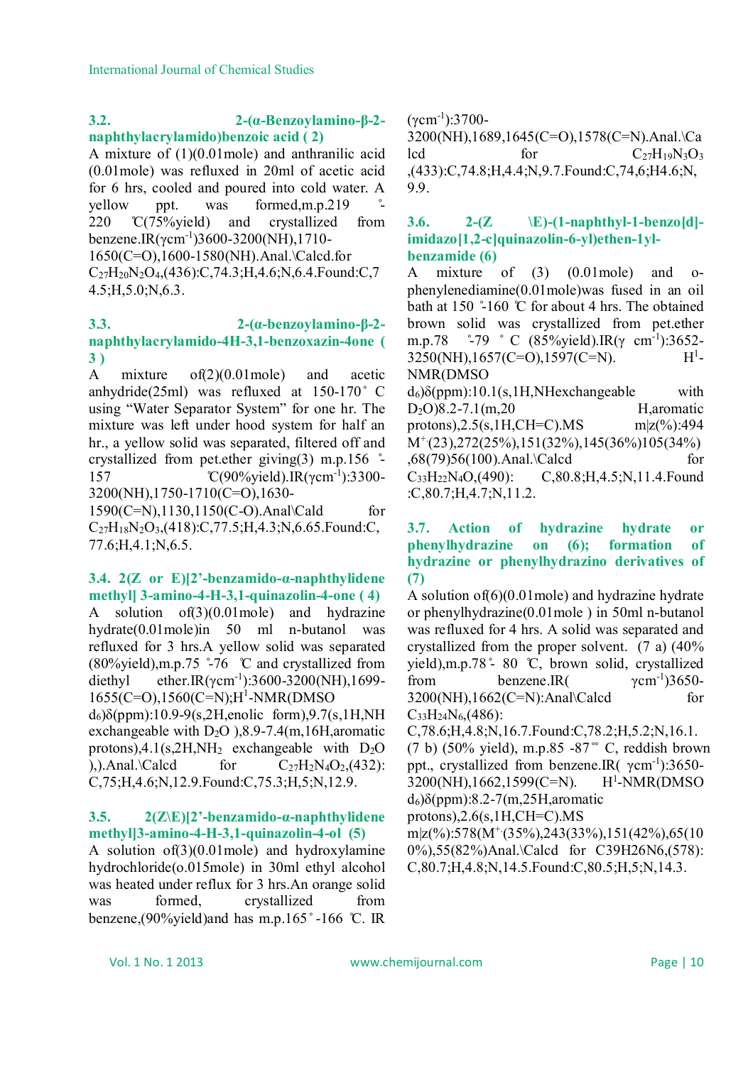### 3.2. 2-(α-Benzoylamino-β-2-naphthylacrylamido)benzoic acid ( 2)

A mixture of (1)(0.01mole) and anthranilic acid (0.01mole) was refluxed in 20ml of acetic acid for 6 hrs, cooled and poured into cold water. A yellow ppt. was formed,m.p.219 °-220 ℃(75%yield) and crystallized from benzene.IR($\gamma$cm$^{-1}$)3600-3200(NH),1710-1650(C=O),1600-1580(NH).Anal.\Calcd.for $C_{27}H_{20}N_2O_4$,(436):C,74.3;H,4.6;N,6.4.Found:C,74.5;H,5.0;N,6.3.

### 3.3. 2-(α-benzoylamino-β-2-naphthylacrylamido-4H-3,1-benzoxazin-4one ( 3 )

A mixture of(2)(0.01mole) and acetic anhydride(25ml) was refluxed at 150-170˚ C using "Water Separator System" for one hr. The mixture was left under hood system for half an hr., a yellow solid was separated, filtered off and crystallized from pet.ether giving(3) m.p.156 °-157 ℃(90%yield).IR($\gamma$cm$^{-1}$):3300-3200(NH),1750-1710(C=O),1630-1590(C=N),1130,1150(C-O).Anal\Cald for $C_{27}H_{18}N_2O_3$,(418):C,77.5;H,4.3;N,6.65.Found:C,77.6;H,4.1;N,6.5.

### 3.4. 2(Z or E)[2'-benzamido-α-naphthylidene methyl] 3-amino-4-H-3,1-quinazolin-4-one ( 4)

A solution of(3)(0.01mole) and hydrazine hydrate(0.01mole)in 50 ml n-butanol was refluxed for 3 hrs.A yellow solid was separated (80%yield),m.p.75 °-76 ℃ and crystallized from diethyl ether.IR($\gamma$cm$^{-1}$):3600-3200(NH),1699-1655(C=O),1560(C=N);H$^1$-NMR(DMSO $d_6$)δ(ppm):10.9-9(s,2H,enolic form),9.7(s,1H,NH exchangeable with $D_2O$ ),8.9-7.4(m,16H,aromatic protons),4.1(s,2H,$NH_2$ exchangeable with $D_2O$ ),).Anal.\Calcd for $C_{27}H_2N_4O_2$,(432): C,75;H,4.6;N,12.9.Found:C,75.3;H,5;N,12.9.

### 3.5. 2(Z\E)[2'-benzamido-α-naphthylidene methyl]3-amino-4-H-3,1-quinazolin-4-ol (5)

A solution of(3)(0.01mole) and hydroxylamine hydrochloride(o.015mole) in 30ml ethyl alcohol was heated under reflux for 3 hrs.An orange solid was formed, crystallized from benzene,(90%yield)and has m.p.165˚-166 ℃. IR ($\gamma$cm$^{-1}$):3700-3200(NH),1689,1645(C=O),1578(C=N).Anal.\Calcd for $C_{27}H_{19}N_3O_3$ ,(433):C,74.8;H,4.4;N,9.7.Found:C,74,6;H4.6;N,9.9.

### 3.6. 2-(Z \E)-(1-naphthyl-1-benzo[d]-imidazo[1,2-c]quinazolin-6-yl)ethen-1yl-benzamide (6)

A mixture of (3) (0.01mole) and o-phenylenediamine(0.01mole)was fused in an oil bath at 150 °-160 ℃ for about 4 hrs. The obtained brown solid was crystallized from pet.ether m.p.78 °-79 ˚ C (85%yield).IR($\gamma$ cm$^{-1}$):3652-3250(NH),1657(C=O),1597(C=N). H$^1$-NMR(DMSO $d_6$)δ(ppm):10.1(s,1H,NHexchangeable with $D_2O$)8.2-7.1(m,20 H,aromatic protons),2.5(s,1H,CH=C).MS m|z(%):494 $M^+$(23),272(25%),151(32%),145(36%)105(34%) ,68(79)56(100).Anal.\Calcd for $C_{33}H_{22}N_4O$,(490): C,80.8;H,4.5;N,11.4.Found :C,80.7;H,4.7;N,11.2.

### 3.7. Action of hydrazine hydrate or phenylhydrazine on (6); formation of hydrazine or phenylhydrazino derivatives of (7)

A solution of(6)(0.01mole) and hydrazine hydrate or phenylhydrazine(0.01mole ) in 50ml n-butanol was refluxed for 4 hrs. A solid was separated and crystallized from the proper solvent. (7 a) (40% yield),m.p.78˚- 80 ℃, brown solid, crystallized from benzene.IR( $\gamma$cm$^{-1}$)3650-3200(NH),1662(C=N):Anal\Calcd for $C_{33}H_{24}N_6$,(486): C,78.6;H,4.8;N,16.7.Found:C,78.2;H,5.2;N,16.1. (7 b) (50% yield), m.p.85 -87˚˚ C, reddish brown ppt., crystallized from benzene.IR( $\gamma$cm$^{-1}$):3650-3200(NH),1662,1599(C=N). H$^1$-NMR(DMSO $d_6$)δ(ppm):8.2-7(m,25H,aromatic protons),2.6(s,1H,CH=C).MS m|z(%):578($M^+$(35%),243(33%),151(42%),65(100%),55(82%)Anal.\Calcd for C39H26N6,(578): C,80.7;H,4.8;N,14.5.Found:C,80.5;H,5;N,14.3.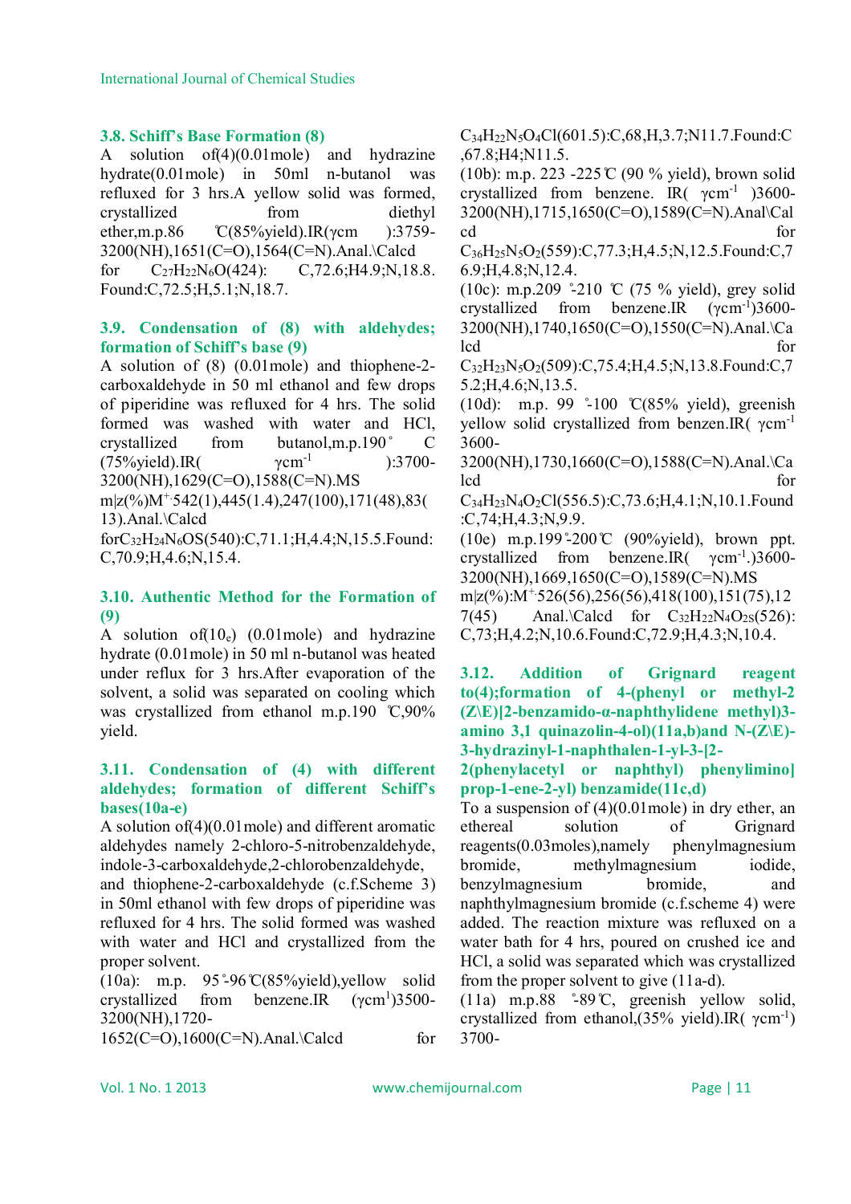### 3.8. Schiff's Base Formation (8)

A solution of(4)(0.01mole) and hydrazine hydrate(0.01mole) in 50ml n-butanol was refluxed for 3 hrs.A yellow solid was formed, crystallized from diethyl ether,m.p.86 ℃(85%yield).IR(γcm ):3759-3200(NH),1651(C=O),1564(C=N).Anal.\Calcd for $C_{27}H_{22}N_6O$(424): C,72.6;H4.9;N,18.8. Found:C,72.5;H,5.1;N,18.7.

### 3.9. Condensation of (8) with aldehydes; formation of Schiff's base (9)

A solution of (8) (0.01mole) and thiophene-2-carboxaldehyde in 50 ml ethanol and few drops of piperidine was refluxed for 4 hrs. The solid formed was washed with water and HCl, crystallized from butanol,m.p.190° C (75%yield).IR( $\gamma cm^{-1}$ ):3700-3200(NH),1629(C=O),1588(C=N).MS m|z(%)$M^{+\cdot}$542(1),445(1.4),247(100),171(48),83(13).Anal.\Calcd for$C_{32}H_{24}N_6OS$(540):C,71.1;H,4.4;N,15.5.Found: C,70.9;H,4.6;N,15.4.

### 3.10. Authentic Method for the Formation of (9)

A solution of($10_e$) (0.01mole) and hydrazine hydrate (0.01mole) in 50 ml n-butanol was heated under reflux for 3 hrs.After evaporation of the solvent, a solid was separated on cooling which was crystallized from ethanol m.p.190 ℃,90% yield.

### 3.11. Condensation of (4) with different aldehydes; formation of different Schiff's bases(10a-e)

A solution of(4)(0.01mole) and different aromatic aldehydes namely 2-chloro-5-nitrobenzaldehyde, indole-3-carboxaldehyde,2-chlorobenzaldehyde, and thiophene-2-carboxaldehyde (c.f.Scheme 3) in 50ml ethanol with few drops of piperidine was refluxed for 4 hrs. The solid formed was washed with water and HCl and crystallized from the proper solvent.

(10a): m.p. 95°-96℃(85%yield),yellow solid crystallized from benzene.IR ($\gamma cm^{1}$)3500-3200(NH),1720-1652(C=O),1600(C=N).Anal.\Calcd for $C_{34}H_{22}N_5O_4Cl$(601.5):C,68,H,3.7;N11.7.Found:C,67.8;H4;N11.5.

(10b): m.p. 223 -225℃ (90 % yield), brown solid crystallized from benzene. IR( $\gamma cm^{-1}$ )3600-3200(NH),1715,1650(C=O),1589(C=N).Anal\Calcd for $C_{36}H_{25}N_5O_2$(559):C,77.3;H,4.5;N,12.5.Found:C,76.9;H,4.8;N,12.4.

(10c): m.p.209 °-210 ℃ (75 % yield), grey solid crystallized from benzene.IR ($\gamma cm^{-1}$)3600-3200(NH),1740,1650(C=O),1550(C=N).Anal.\Calcd for $C_{32}H_{23}N_5O_2$(509):C,75.4;H,4.5;N,13.8.Found:C,75.2;H,4.6;N,13.5.

(10d): m.p. 99 °-100 ℃(85% yield), greenish yellow solid crystallized from benzen.IR( $\gamma cm^{-1}$ 3600-3200(NH),1730,1660(C=O),1588(C=N).Anal.\Calcd for $C_{34}H_{23}N_4O_2Cl$(556.5):C,73.6;H,4.1;N,10.1.Found:C,74;H,4.3;N,9.9.

(10e) m.p.199°-200℃ (90%yield), brown ppt. crystallized from benzene.IR( $\gamma cm^{-1}$.)3600-3200(NH),1669,1650(C=O),1589(C=N).MS m|z(%):$M^{+\cdot}$526(56),256(56),418(100),151(75),127(45) Anal.\Calcd for $C_{32}H_{22}N_4O_{2S}$(526): C,73;H,4.2;N,10.6.Found:C,72.9;H,4.3;N,10.4.

### 3.12. Addition of Grignard reagent to(4);formation of 4-(phenyl or methyl-2 (Z\E)[2-benzamido-α-naphthylidene methyl)3-amino 3,1 quinazolin-4-ol)(11a,b)and N-(Z\E)-3-hydrazinyl-1-naphthalen-1-yl-3-[2-2(phenylacetyl or naphthyl) phenylimino] prop-1-ene-2-yl) benzamide(11c,d)

To a suspension of (4)(0.01mole) in dry ether, an ethereal solution of Grignard reagents(0.03moles),namely phenylmagnesium bromide, methylmagnesium iodide, benzylmagnesium bromide, and naphthylmagnesium bromide (c.f.scheme 4) were added. The reaction mixture was refluxed on a water bath for 4 hrs, poured on crushed ice and HCl, a solid was separated which was crystallized from the proper solvent to give (11a-d).

(11a) m.p.88 °-89℃, greenish yellow solid, crystallized from ethanol,(35% yield).IR( $\gamma cm^{-1}$) 3700-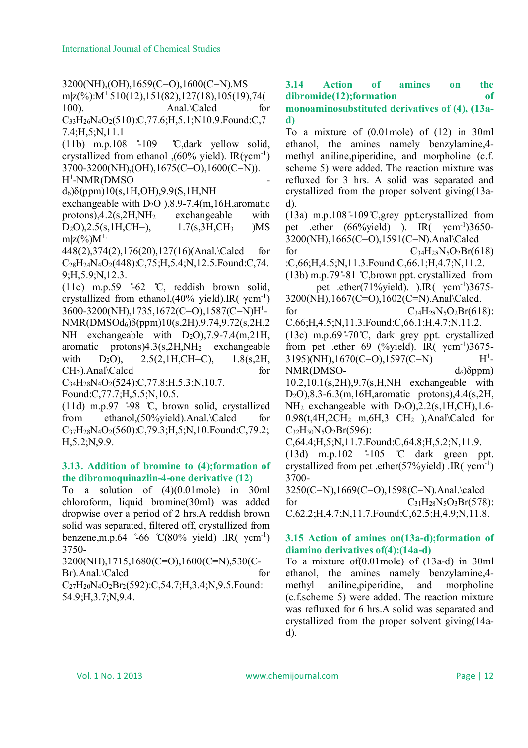3200(NH),(OH),1659(C=O),1600(C=N).MS m|z(%):$M^{+\cdot}$510(12),151(82),127(18),105(19),74(100). Anal.\Calcd for $C_{33}H_{26}N_4O_2$(510):C,77.6;H,5.1;N10.9.Found:C,77.4;H,5;N,11.1

(11b) m.p.108 °-109 ℃,dark yellow solid, crystallized from ethanol ,(60% yield). IR($\gamma$cm$^{-1}$) 3700-3200(NH),(OH),1675(C=O),1600(C=N)). $H^1$-NMR(DMSO - $d_6$)δ(ppm)10(s,1H,OH),9.9(S,1H,NH exchangeable with $D_2O$ ),8.9-7.4(m,16H,aromatic protons),4.2(s,2H,$NH_2$ exchangeable with $D_2O$),2.5(s,1H,CH=), 1.7(s,3H,$CH_3$ )MS m|z(%)$M^{+\cdot}$ 448(2),374(2),176(20),127(16)(Anal.\Calcd for $C_{28}H_{24}N_4O_2$(448):C,75;H,5.4;N,12.5.Found:C,74.9;H,5.9;N,12.3.

(11c) m.p.59 °-62 ℃, reddish brown solid, crystallized from ethanol,(40% yield).IR( $\gamma$cm$^{-1}$) 3600-3200(NH),1735,1672(C=O),1587(C=N)$H^1$-NMR(DMSO$d_6$)δ(ppm)10(s,2H),9.74,9.72(s,2H,2NH exchangeable with $D_2O$),7.9-7.4(m,21H, aromatic protons)4.3(s,2H,$NH_2$ exchangeable with $D_2O$), 2.5(2,1H,CH=C), 1.8(s,2H, $CH_2$).Anal\Calcd for $C_{34}H_{28}N_4O_2$(524):C,77.8;H,5.3;N,10.7. Found:C,77.7;H,5.5;N,10.5.

(11d) m.p.97 °-98 ℃, brown solid, crystallized from ethanol,(50%yield).Anal.\Calcd for $C_{37}H_{28}N_4O_2$(560):C,79.3;H,5;N,10.Found:C,79.2; H,5.2;N,9.9.

### 3.13. Addition of bromine to (4);formation of the dibromoquinazlin-4-one derivative (12)

To a solution of (4)(0.01mole) in 30ml chloroform, liquid bromine(30ml) was added dropwise over a period of 2 hrs.A reddish brown solid was separated, filtered off, crystallized from benzene,m.p.64 °-66 ℃(80% yield) .IR( $\gamma$cm$^{-1}$) 3750-3200(NH),1715,1680(C=O),1600(C=N),530(C-Br).Anal.\Calcd for $C_{27}H_{20}N_4O_2Br_2$(592):C,54.7;H,3.4;N,9.5.Found: 54.9;H,3.7;N,9.4.

### 3.14 Action of amines on the dibromide(12);formation of monoaminosubstituted derivatives of (4), (13a-d)

To a mixture of (0.01mole) of (12) in 30ml ethanol, the amines namely benzylamine,4-methyl aniline,piperidine, and morpholine (c.f. scheme 5) were added. The reaction mixture was refluxed for 3 hrs. A solid was separated and crystallized from the proper solvent giving(13a-d).

(13a) m.p.108 °-109 ℃,grey ppt.crystallized from pet .ether (66%yield) ). IR( $\gamma$cm$^{-1}$)3650-3200(NH),1665(C=O),1591(C=N).Anal\Calcd for $C_{34}H_{28}N_5O_2Br$(618) :C,66;H,4.5;N,11.3.Found:C,66.1;H,4.7;N,11.2.

(13b) m.p.79 °-81 ℃,brown ppt. crystallized from pet .ether(71%yield). ).IR( $\gamma$cm$^{-1}$)3675-3200(NH),1667(C=O),1602(C=N).Anal\Calcd. for $C_{34}H_{28}N_5O_2Br$(618): C,66;H,4.5;N,11.3.Found:C,66.1;H,4.7;N,11.2.

(13c) m.p.69 °-70 ℃, dark grey ppt. crystallized from pet .ether 69 (%yield). IR( $\gamma$cm$^{-1}$)3675-3195)(NH),1670(C=O),1597(C=N) $H^1$-NMR(DMSO- $d_6$)δppm) 10.2,10.1(s,2H),9.7(s,H,NH exchangeable with $D_2O$),8.3-6.3(m,16H,aromatic protons),4.4(s,2H, $NH_2$ exchangeable with $D_2O$),2.2(s,1H,CH),1.6-0.98(t,4H,2$CH_2$ m,6H,3 $CH_2$ ),Anal\Calcd for $C_{32}H_{30}N_5O_2Br$(596): C,64.4;H,5;N,11.7.Found:C,64.8;H,5.2;N,11.9.

(13d) m.p.102 °-105 ℃ dark green ppt. crystallized from pet .ether(57%yield) .IR( $\gamma$cm$^{-1}$) 3700-3250(C=N),1669(C=O),1598(C=N).Anal.\calcd for $C_{31}H_{28}N_5O_3Br$(578): C,62.2;H,4.7;N,11.7.Found:C,62.5;H,4.9;N,11.8.

### 3.15 Action of amines on(13a-d);formation of diamino derivatives of(4):(14a-d)

To a mixture of(0.01mole) of (13a-d) in 30ml ethanol, the amines namely benzylamine,4-methyl aniline,piperidine, and morpholine (c.f.scheme 5) were added. The reaction mixture was refluxed for 6 hrs.A solid was separated and crystallized from the proper solvent giving(14a-d).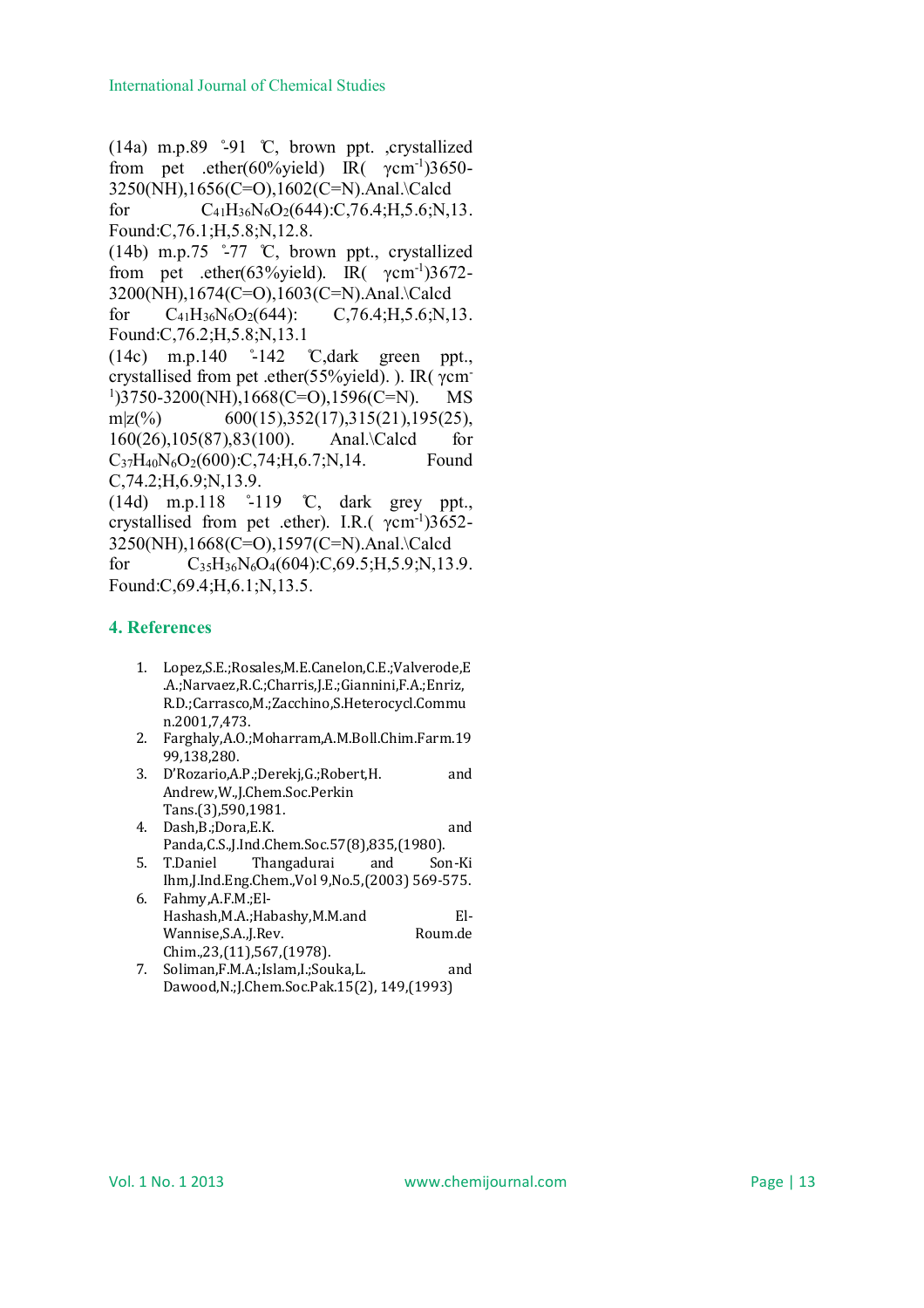(14a) m.p.89 °-91 ℃, brown ppt. ,crystallized from pet .ether(60%yield) IR( γcm$^{-1}$)3650-3250(NH),1656(C=O),1602(C=N).Anal.\Calcd for $C_{41}H_{36}N_6O_2$(644):C,76.4;H,5.6;N,13. Found:C,76.1;H,5.8;N,12.8.

(14b) m.p.75 °-77 ℃, brown ppt., crystallized from pet .ether(63%yield). IR( γcm$^{-1}$)3672-3200(NH),1674(C=O),1603(C=N).Anal.\Calcd for $C_{41}H_{36}N_6O_2$(644): C,76.4;H,5.6;N,13. Found:C,76.2;H,5.8;N,13.1

(14c) m.p.140 °-142 ℃,dark green ppt., crystallised from pet .ether(55%yield). ). IR( γcm$^{-1}$)3750-3200(NH),1668(C=O),1596(C=N). MS m|z(%) 600(15),352(17),315(21),195(25), 160(26),105(87),83(100). Anal.\Calcd for $C_{37}H_{40}N_6O_2$(600):C,74;H,6.7;N,14. Found C,74.2;H,6.9;N,13.9.

(14d) m.p.118 °-119 ℃, dark grey ppt., crystallised from pet .ether). I.R.( γcm$^{-1}$)3652-3250(NH),1668(C=O),1597(C=N).Anal.\Calcd for $C_{35}H_{36}N_6O_4$(604):C,69.5;H,5.9;N,13.9. Found:C,69.4;H,6.1;N,13.5.

## 4. References

1. Lopez,S.E.;Rosales,M.E.Canelon,C.E.;Valverode,E.A.;Narvaez,R.C.;Charris,J.E.;Giannini,F.A.;Enriz,R.D.;Carrasco,M.;Zacchino,S.Heterocycl.Commun.2001,7,473.
2. Farghaly,A.O.;Moharram,A.M.Boll.Chim.Farm.1999,138,280.
3. D'Rozario,A.P.;Derekj,G.;Robert,H. and Andrew,W.,J.Chem.Soc.Perkin Tans.(3),590,1981.
4. Dash,B.;Dora,E.K. and Panda,C.S.,J.Ind.Chem.Soc.57(8),835,(1980).
5. T.Daniel Thangadurai and Son-Ki Ihm,J.Ind.Eng.Chem.,Vol 9,No.5,(2003) 569-575.
6. Fahmy,A.F.M.;El-Hashash,M.A.;Habashy,M.M.and El-Wannise,S.A.,J.Rev. Roum.de Chim.,23,(11),567,(1978).
7. Soliman,F.M.A.;Islam,I.;Souka,L. and Dawood,N.;J.Chem.Soc.Pak.15(2), 149,(1993)